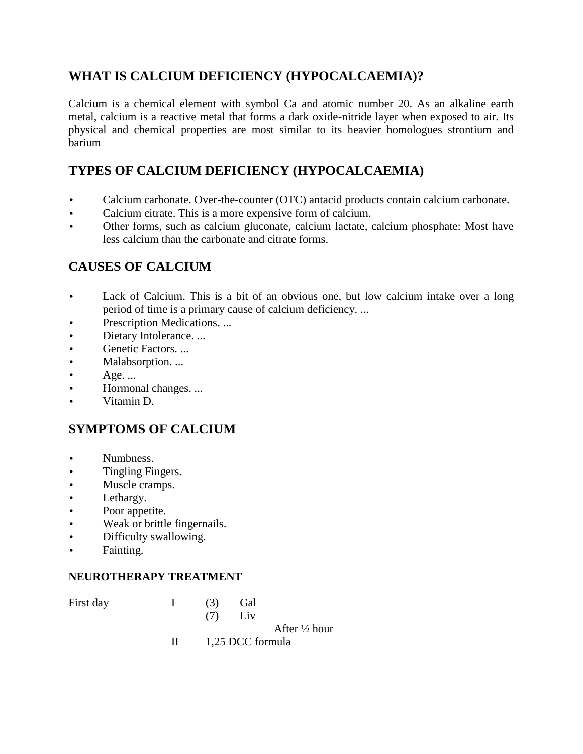## WHAT IS CALCIUM DEFICIENCY (HYPOCALCAEMIA)?

Calcium is a chemical element with symbol Ca and atomic number 20. As an alkaline earth metal, calcium is a reactive metal that forms a dark oxide-nitride layer when exposed to air. Its physical and chemical properties are most similar to its heavier homologues strontium and barium

## TYPES OF CALCIUM DEFICIENCY (HYPOCALCAEMIA)

- Calcium carbonate. Over-the-counter (OTC) antacid products contain calcium carbonate.
- Calcium citrate. This is a more expensive form of calcium.
- Other forms, such as calcium gluconate, calcium lactate, calcium phosphate: Most have less calcium than the carbonate and citrate forms.

## CAUSES OF CALCIUM

- Lack of Calcium. This is a bit of an obvious one, but low calcium intake over a long period of time is a primary cause of calcium deficiency. ...
- Prescription Medications. ...
- Dietary Intolerance. ...
- Genetic Factors. ...
- Malabsorption. ...
- Age. ...
- Hormonal changes. ...
- Vitamin D.

## SYMPTOMS OF CALCIUM

- Numbness.
- Tingling Fingers.
- Muscle cramps.
- Lethargy.
- Poor appetite.
- Weak or brittle fingernails.
- Difficulty swallowing.
- Fainting.

#### NEUROTHERAPY TREATMENT

First day I (3) Gal
(7) Liv

After ½ hour

II 1,25 DCC formula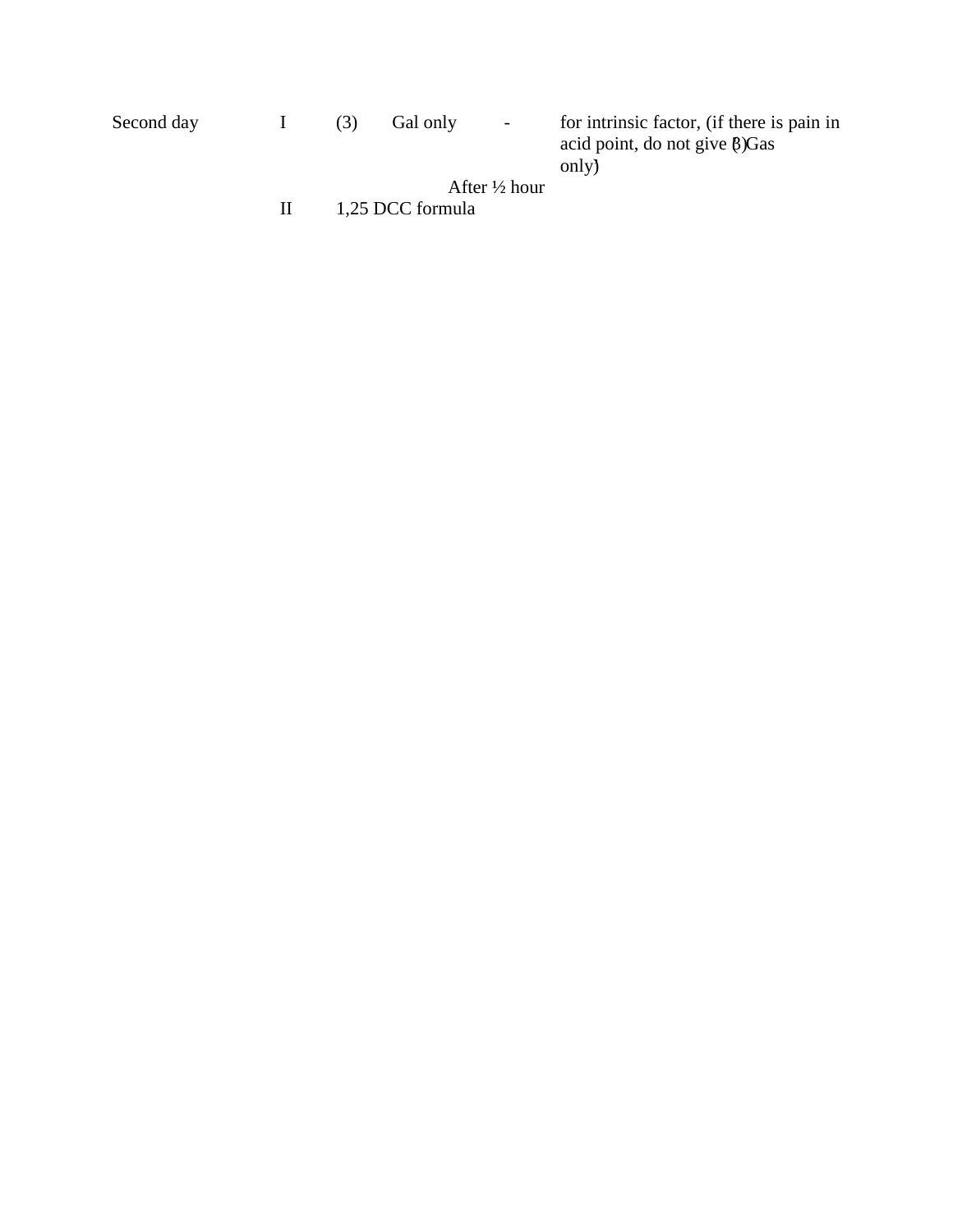| | | | | | |
|---|---|---|---|---|---|
| Second day | I | (3) | Gal only | - | for intrinsic factor, (if there is pain in acid point, do not give (3) Gas only) |
| | | | | After ½ hour | |
| | II | 1,25 DCC formula | | | |